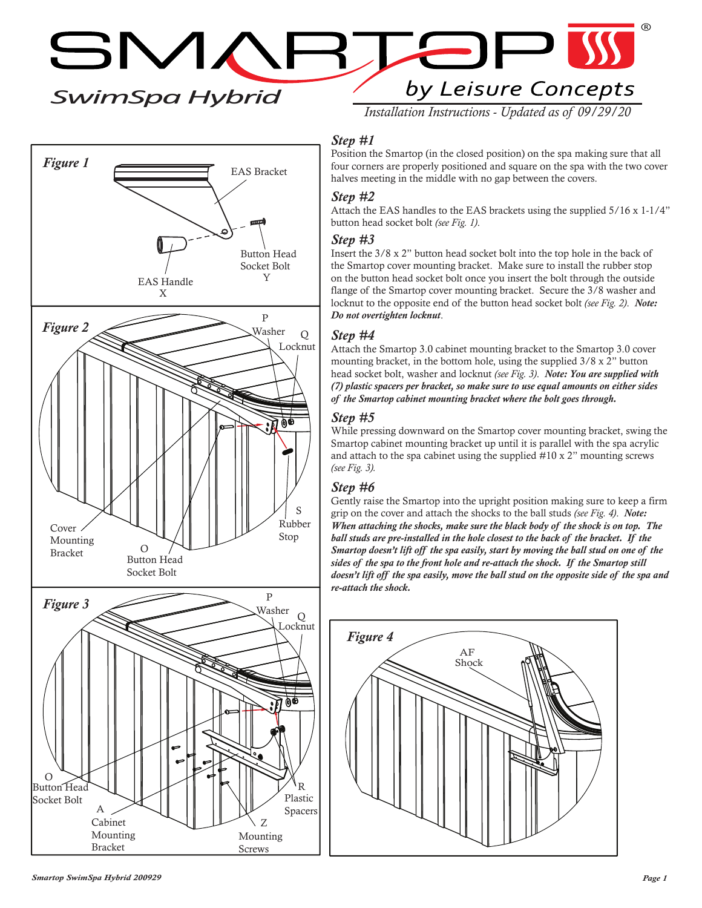# SMARTOP SwimSpa Hybrid

by Leisure Concepts

*Installation Instructions - Updated as of 09/29/20*

**Figure 1**

EAS Bracket

Button Head Socket Bolt Y

EAS Handle X

**Figure 2**

P Washer

Q Locknut

S Rubber Stop

Cover Mounting Bracket

O Button Head Socket Bolt

**Figure 3**

P Washer

Q Locknut

O Button Head Socket Bolt

A Cabinet Mounting Bracket

R Plastic Spacers

Z Mounting Screws

## *Step #1*

Position the Smartop (in the closed position) on the spa making sure that all four corners are properly positioned and square on the spa with the two cover halves meeting in the middle with no gap between the covers.

## *Step #2*

Attach the EAS handles to the EAS brackets using the supplied 5/16 x 1-1/4" button head socket bolt *(see Fig. 1).*

## *Step #3*

Insert the 3/8 x 2" button head socket bolt into the top hole in the back of the Smartop cover mounting bracket. Make sure to install the rubber stop on the button head socket bolt once you insert the bolt through the outside flange of the Smartop cover mounting bracket. Secure the 3/8 washer and locknut to the opposite end of the button head socket bolt *(see Fig. 2).* ***Note: Do not overtighten locknut*.**

## *Step #4*

Attach the Smartop 3.0 cabinet mounting bracket to the Smartop 3.0 cover mounting bracket, in the bottom hole, using the supplied 3/8 x 2" button head socket bolt, washer and locknut *(see Fig. 3).* ***Note: You are supplied with (7) plastic spacers per bracket, so make sure to use equal amounts on either sides of the Smartop cabinet mounting bracket where the bolt goes through.***

## *Step #5*

While pressing downward on the Smartop cover mounting bracket, swing the Smartop cabinet mounting bracket up until it is parallel with the spa acrylic and attach to the spa cabinet using the supplied #10 x 2" mounting screws *(see Fig. 3).*

## *Step #6*

Gently raise the Smartop into the upright position making sure to keep a firm grip on the cover and attach the shocks to the ball studs *(see Fig. 4).* ***Note: When attaching the shocks, make sure the black body of the shock is on top. The ball studs are pre-installed in the hole closest to the back of the bracket. If the Smartop doesn't lift off the spa easily, start by moving the ball stud on one of the sides of the spa to the front hole and re-attach the shock. If the Smartop still doesn't lift off the spa easily, move the ball stud on the opposite side of the spa and re-attach the shock.***

**Figure 4**

AF Shock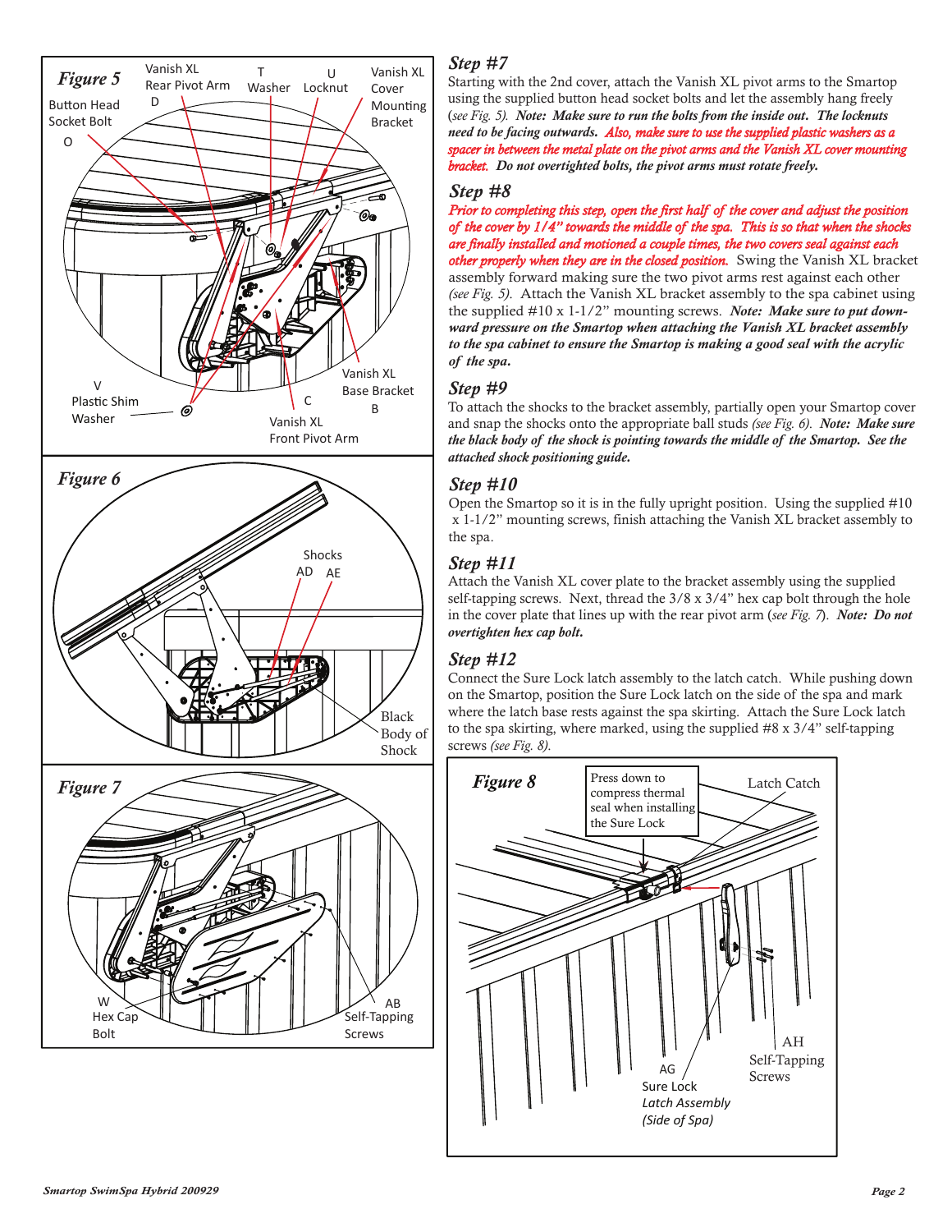**Figure 5**

Button Head Socket Bolt O

Vanish XL Rear Pivot Arm D

T Washer

U Locknut

Vanish XL Cover Mounting Bracket

V Plastic Shim Washer

C Vanish XL Front Pivot Arm

Vanish XL Base Bracket B

**Figure 6**

Shocks AD AE

Black Body of Shock

**Figure 7**

W Hex Cap Bolt

AB Self-Tapping Screws

## *Step #7*

Starting with the 2nd cover, attach the Vanish XL pivot arms to the Smartop using the supplied button head socket bolts and let the assembly hang freely (*see Fig. 5*). ***Note: Make sure to run the bolts from the inside out. The locknuts need to be facing outwards. Also, make sure to use the supplied plastic washers as a spacer in between the metal plate on the pivot arms and the Vanish XL cover mounting bracket. Do not overtighted bolts, the pivot arms must rotate freely.***

## *Step #8*

***Prior to completing this step, open the first half of the cover and adjust the position of the cover by 1/4" towards the middle of the spa. This is so that when the shocks are finally installed and motioned a couple times, the two covers seal against each other properly when they are in the closed position.*** Swing the Vanish XL bracket assembly forward making sure the two pivot arms rest against each other *(see Fig. 5)*. Attach the Vanish XL bracket assembly to the spa cabinet using the supplied #10 x 1-1/2" mounting screws. ***Note: Make sure to put downward pressure on the Smartop when attaching the Vanish XL bracket assembly to the spa cabinet to ensure the Smartop is making a good seal with the acrylic of the spa.***

## *Step #9*

To attach the shocks to the bracket assembly, partially open your Smartop cover and snap the shocks onto the appropriate ball studs *(see Fig. 6)*. ***Note: Make sure the black body of the shock is pointing towards the middle of the Smartop. See the attached shock positioning guide.***

## *Step #10*

Open the Smartop so it is in the fully upright position. Using the supplied #10 x 1-1/2" mounting screws, finish attaching the Vanish XL bracket assembly to the spa.

## *Step #11*

Attach the Vanish XL cover plate to the bracket assembly using the supplied self-tapping screws. Next, thread the 3/8 x 3/4" hex cap bolt through the hole in the cover plate that lines up with the rear pivot arm (*see Fig. 7*). ***Note: Do not overtighten hex cap bolt.***

## *Step #12*

Connect the Sure Lock latch assembly to the latch catch. While pushing down on the Smartop, position the Sure Lock latch on the side of the spa and mark where the latch base rests against the spa skirting. Attach the Sure Lock latch to the spa skirting, where marked, using the supplied #8 x 3/4" self-tapping screws *(see Fig. 8)*.

**Figure 8**

Press down to compress thermal seal when installing the Sure Lock

Latch Catch

AG Sure Lock *Latch Assembly (Side of Spa)*

AH Self-Tapping Screws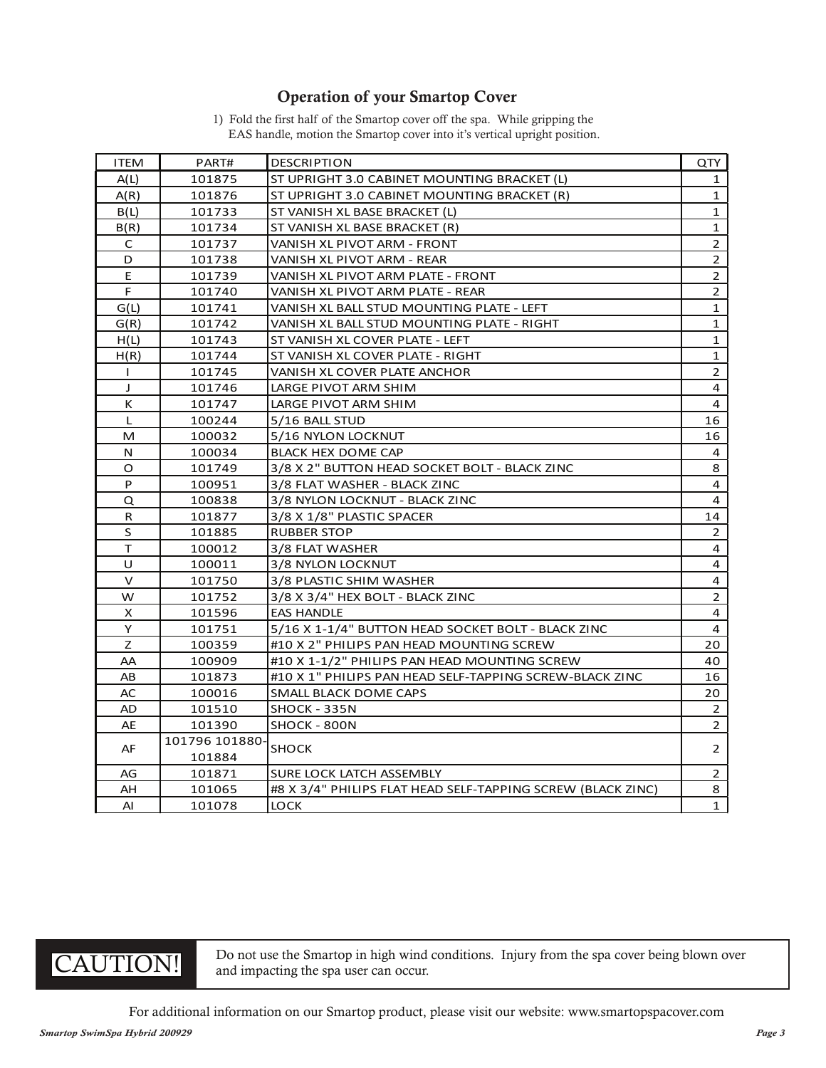## Operation of your Smartop Cover

1) Fold the first half of the Smartop cover off the spa. While gripping the EAS handle, motion the Smartop cover into it's vertical upright position.

| ITEM | PART# | DESCRIPTION | QTY |
|---|---|---|---|
| A(L) | 101875 | ST UPRIGHT 3.0 CABINET MOUNTING BRACKET (L) | 1 |
| A(R) | 101876 | ST UPRIGHT 3.0 CABINET MOUNTING BRACKET (R) | 1 |
| B(L) | 101733 | ST VANISH XL BASE BRACKET (L) | 1 |
| B(R) | 101734 | ST VANISH XL BASE BRACKET (R) | 1 |
| C | 101737 | VANISH XL PIVOT ARM - FRONT | 2 |
| D | 101738 | VANISH XL PIVOT ARM - REAR | 2 |
| E | 101739 | VANISH XL PIVOT ARM PLATE - FRONT | 2 |
| F | 101740 | VANISH XL PIVOT ARM PLATE - REAR | 2 |
| G(L) | 101741 | VANISH XL BALL STUD MOUNTING PLATE - LEFT | 1 |
| G(R) | 101742 | VANISH XL BALL STUD MOUNTING PLATE - RIGHT | 1 |
| H(L) | 101743 | ST VANISH XL COVER PLATE - LEFT | 1 |
| H(R) | 101744 | ST VANISH XL COVER PLATE - RIGHT | 1 |
| I | 101745 | VANISH XL COVER PLATE ANCHOR | 2 |
| J | 101746 | LARGE PIVOT ARM SHIM | 4 |
| K | 101747 | LARGE PIVOT ARM SHIM | 4 |
| L | 100244 | 5/16 BALL STUD | 16 |
| M | 100032 | 5/16 NYLON LOCKNUT | 16 |
| N | 100034 | BLACK HEX DOME CAP | 4 |
| O | 101749 | 3/8 X 2" BUTTON HEAD SOCKET BOLT - BLACK ZINC | 8 |
| P | 100951 | 3/8 FLAT WASHER - BLACK ZINC | 4 |
| Q | 100838 | 3/8 NYLON LOCKNUT - BLACK ZINC | 4 |
| R | 101877 | 3/8 X 1/8" PLASTIC SPACER | 14 |
| S | 101885 | RUBBER STOP | 2 |
| T | 100012 | 3/8 FLAT WASHER | 4 |
| U | 100011 | 3/8 NYLON LOCKNUT | 4 |
| V | 101750 | 3/8 PLASTIC SHIM WASHER | 4 |
| W | 101752 | 3/8 X 3/4" HEX BOLT - BLACK ZINC | 2 |
| X | 101596 | EAS HANDLE | 4 |
| Y | 101751 | 5/16 X 1-1/4" BUTTON HEAD SOCKET BOLT - BLACK ZINC | 4 |
| Z | 100359 | #10 X 2" PHILIPS PAN HEAD MOUNTING SCREW | 20 |
| AA | 100909 | #10 X 1-1/2" PHILIPS PAN HEAD MOUNTING SCREW | 40 |
| AB | 101873 | #10 X 1" PHILIPS PAN HEAD SELF-TAPPING SCREW-BLACK ZINC | 16 |
| AC | 100016 | SMALL BLACK DOME CAPS | 20 |
| AD | 101510 | SHOCK - 335N | 2 |
| AE | 101390 | SHOCK - 800N | 2 |
| AF | 101796 101880-101884 | SHOCK | 2 |
| AG | 101871 | SURE LOCK LATCH ASSEMBLY | 2 |
| AH | 101065 | #8 X 3/4" PHILIPS FLAT HEAD SELF-TAPPING SCREW (BLACK ZINC) | 8 |
| AI | 101078 | LOCK | 1 |

**CAUTION!** Do not use the Smartop in high wind conditions. Injury from the spa cover being blown over and impacting the spa user can occur.

For additional information on our Smartop product, please visit our website: www.smartopspacover.com